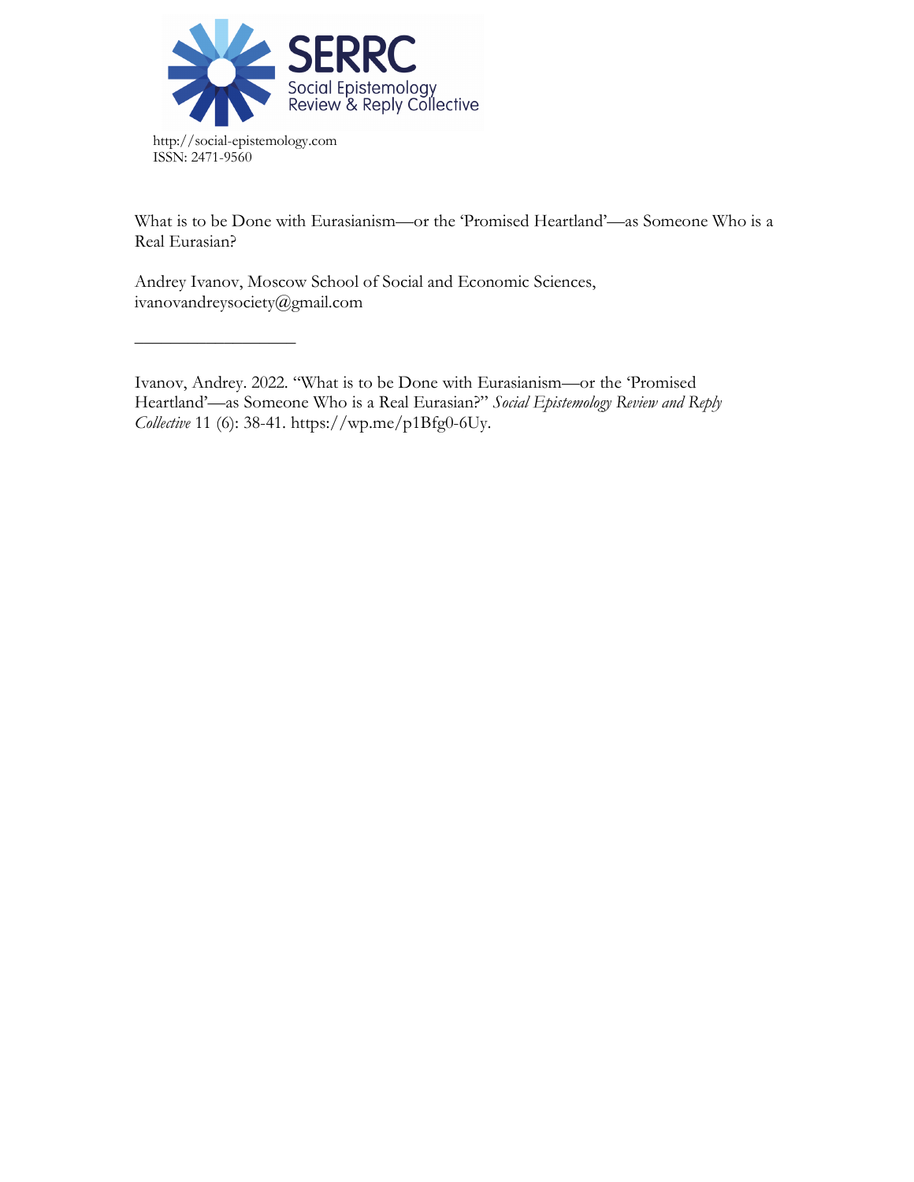SERRC
Social Epistemology Review & Reply Collective

http://social-epistemology.com
ISSN: 2471-9560

What is to be Done with Eurasianism—or the 'Promised Heartland'—as Someone Who is a Real Eurasian?

Andrey Ivanov, Moscow School of Social and Economic Sciences, ivanovandreysociety@gmail.com

---

Ivanov, Andrey. 2022. "What is to be Done with Eurasianism—or the 'Promised Heartland'—as Someone Who is a Real Eurasian?" *Social Epistemology Review and Reply Collective* 11 (6): 38-41. https://wp.me/p1Bfg0-6Uy.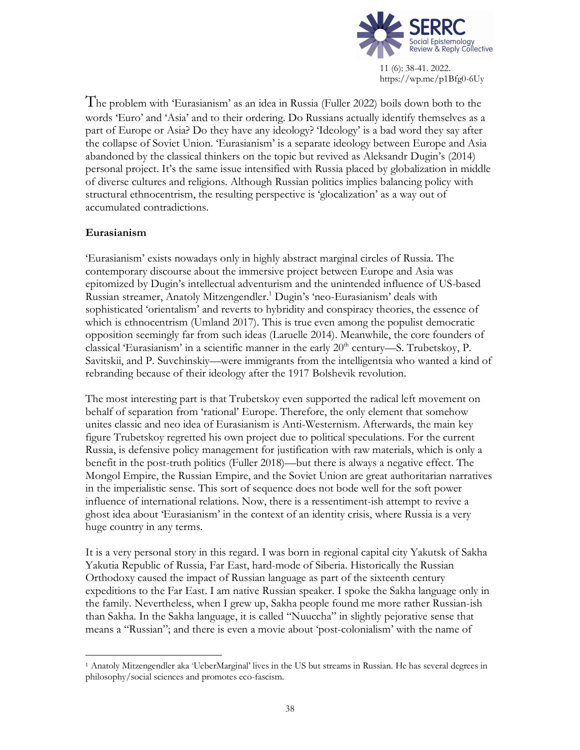The problem with 'Eurasianism' as an idea in Russia (Fuller 2022) boils down both to the words 'Euro' and 'Asia' and to their ordering. Do Russians actually identify themselves as a part of Europe or Asia? Do they have any ideology? 'Ideology' is a bad word they say after the collapse of Soviet Union. 'Eurasianism' is a separate ideology between Europe and Asia abandoned by the classical thinkers on the topic but revived as Aleksandr Dugin's (2014) personal project. It's the same issue intensified with Russia placed by globalization in middle of diverse cultures and religions. Although Russian politics implies balancing policy with structural ethnocentrism, the resulting perspective is 'glocalization' as a way out of accumulated contradictions.

**Eurasianism**

'Eurasianism' exists nowadays only in highly abstract marginal circles of Russia. The contemporary discourse about the immersive project between Europe and Asia was epitomized by Dugin's intellectual adventurism and the unintended influence of US-based Russian streamer, Anatoly Mitzengendler.[1] Dugin's 'neo-Eurasianism' deals with sophisticated 'orientalism' and reverts to hybridity and conspiracy theories, the essence of which is ethnocentrism (Umland 2017). This is true even among the populist democratic opposition seemingly far from such ideas (Laruelle 2014). Meanwhile, the core founders of classical 'Eurasianism' in a scientific manner in the early 20th century—S. Trubetskoy, P. Savitskii, and P. Suvchinskiy—were immigrants from the intelligentsia who wanted a kind of rebranding because of their ideology after the 1917 Bolshevik revolution.

The most interesting part is that Trubetskoy even supported the radical left movement on behalf of separation from 'rational' Europe. Therefore, the only element that somehow unites classic and neo idea of Eurasianism is Anti-Westernism. Afterwards, the main key figure Trubetskoy regretted his own project due to political speculations. For the current Russia, is defensive policy management for justification with raw materials, which is only a benefit in the post-truth politics (Fuller 2018)—but there is always a negative effect. The Mongol Empire, the Russian Empire, and the Soviet Union are great authoritarian narratives in the imperialistic sense. This sort of sequence does not bode well for the soft power influence of international relations. Now, there is a ressentiment-ish attempt to revive a ghost idea about 'Eurasianism' in the context of an identity crisis, where Russia is a very huge country in any terms.

It is a very personal story in this regard. I was born in regional capital city Yakutsk of Sakha Yakutia Republic of Russia, Far East, hard-mode of Siberia. Historically the Russian Orthodoxy caused the impact of Russian language as part of the sixteenth century expeditions to the Far East. I am native Russian speaker. I spoke the Sakha language only in the family. Nevertheless, when I grew up, Sakha people found me more rather Russian-ish than Sakha. In the Sakha language, it is called "Nuuccha" in slightly pejorative sense that means a "Russian"; and there is even a movie about 'post-colonialism' with the name of

[1] Anatoly Mitzengendler aka 'UeberMarginal' lives in the US but streams in Russian. He has several degrees in philosophy/social sciences and promotes eco-fascism.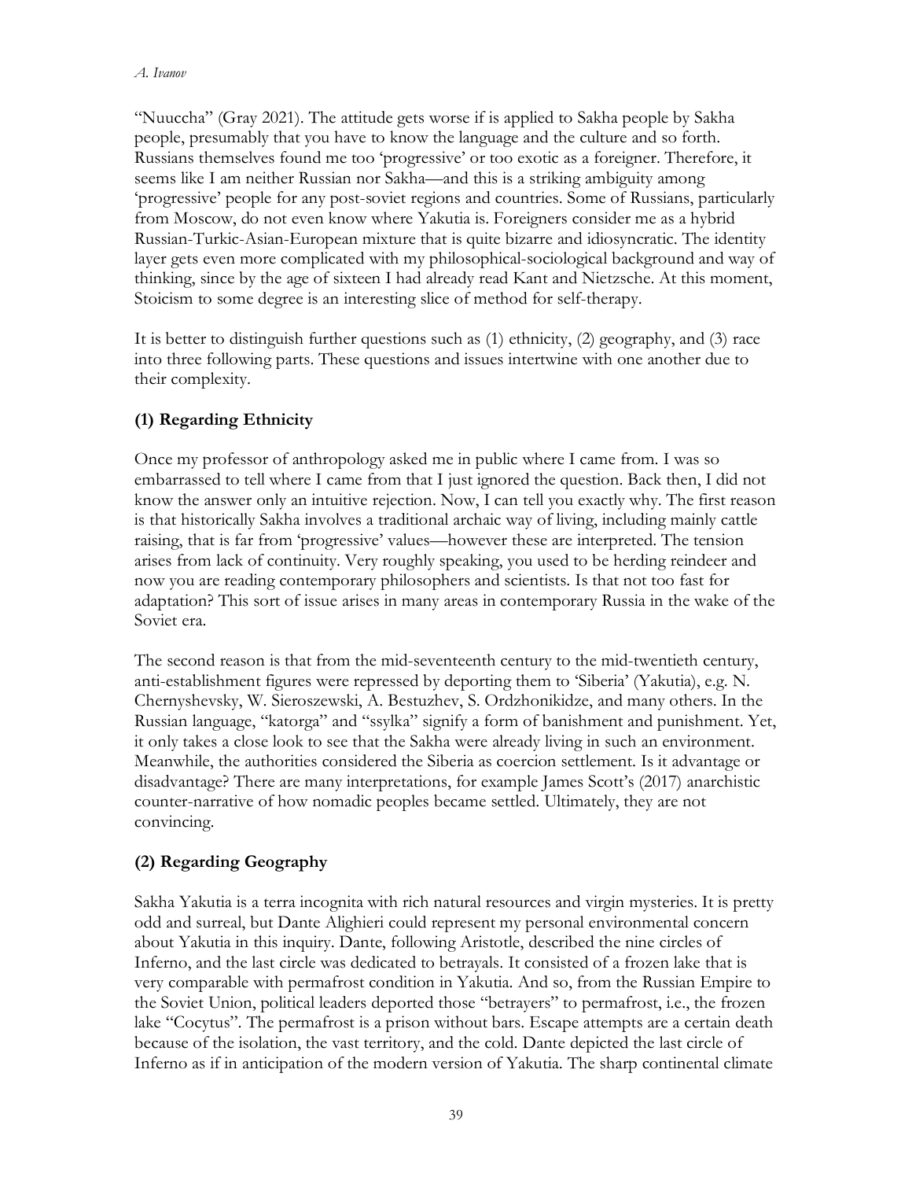"Nuuccha" (Gray 2021). The attitude gets worse if is applied to Sakha people by Sakha people, presumably that you have to know the language and the culture and so forth. Russians themselves found me too 'progressive' or too exotic as a foreigner. Therefore, it seems like I am neither Russian nor Sakha—and this is a striking ambiguity among 'progressive' people for any post-soviet regions and countries. Some of Russians, particularly from Moscow, do not even know where Yakutia is. Foreigners consider me as a hybrid Russian-Turkic-Asian-European mixture that is quite bizarre and idiosyncratic. The identity layer gets even more complicated with my philosophical-sociological background and way of thinking, since by the age of sixteen I had already read Kant and Nietzsche. At this moment, Stoicism to some degree is an interesting slice of method for self-therapy.

It is better to distinguish further questions such as (1) ethnicity, (2) geography, and (3) race into three following parts. These questions and issues intertwine with one another due to their complexity.

### (1) Regarding Ethnicity

Once my professor of anthropology asked me in public where I came from. I was so embarrassed to tell where I came from that I just ignored the question. Back then, I did not know the answer only an intuitive rejection. Now, I can tell you exactly why. The first reason is that historically Sakha involves a traditional archaic way of living, including mainly cattle raising, that is far from 'progressive' values—however these are interpreted. The tension arises from lack of continuity. Very roughly speaking, you used to be herding reindeer and now you are reading contemporary philosophers and scientists. Is that not too fast for adaptation? This sort of issue arises in many areas in contemporary Russia in the wake of the Soviet era.

The second reason is that from the mid-seventeenth century to the mid-twentieth century, anti-establishment figures were repressed by deporting them to 'Siberia' (Yakutia), e.g. N. Chernyshevsky, W. Sieroszewski, A. Bestuzhev, S. Ordzhonikidze, and many others. In the Russian language, "katorga" and "ssylka" signify a form of banishment and punishment. Yet, it only takes a close look to see that the Sakha were already living in such an environment. Meanwhile, the authorities considered the Siberia as coercion settlement. Is it advantage or disadvantage? There are many interpretations, for example James Scott's (2017) anarchistic counter-narrative of how nomadic peoples became settled. Ultimately, they are not convincing.

### (2) Regarding Geography

Sakha Yakutia is a terra incognita with rich natural resources and virgin mysteries. It is pretty odd and surreal, but Dante Alighieri could represent my personal environmental concern about Yakutia in this inquiry. Dante, following Aristotle, described the nine circles of Inferno, and the last circle was dedicated to betrayals. It consisted of a frozen lake that is very comparable with permafrost condition in Yakutia. And so, from the Russian Empire to the Soviet Union, political leaders deported those "betrayers" to permafrost, i.e., the frozen lake "Cocytus". The permafrost is a prison without bars. Escape attempts are a certain death because of the isolation, the vast territory, and the cold. Dante depicted the last circle of Inferno as if in anticipation of the modern version of Yakutia. The sharp continental climate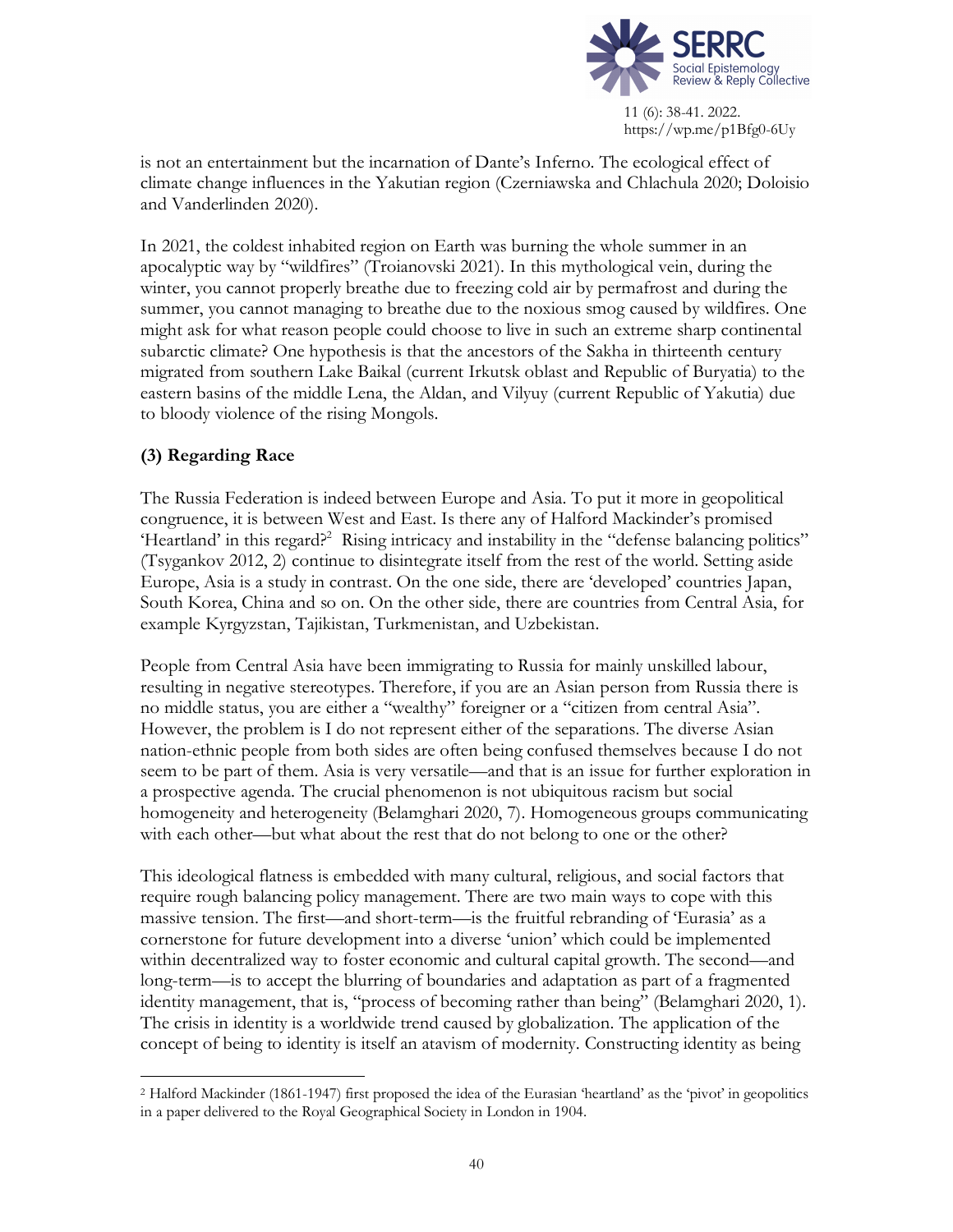is not an entertainment but the incarnation of Dante's Inferno. The ecological effect of climate change influences in the Yakutian region (Czerniawska and Chlachula 2020; Doloisio and Vanderlinden 2020).

In 2021, the coldest inhabited region on Earth was burning the whole summer in an apocalyptic way by "wildfires" (Troianovski 2021). In this mythological vein, during the winter, you cannot properly breathe due to freezing cold air by permafrost and during the summer, you cannot managing to breathe due to the noxious smog caused by wildfires. One might ask for what reason people could choose to live in such an extreme sharp continental subarctic climate? One hypothesis is that the ancestors of the Sakha in thirteenth century migrated from southern Lake Baikal (current Irkutsk oblast and Republic of Buryatia) to the eastern basins of the middle Lena, the Aldan, and Vilyuy (current Republic of Yakutia) due to bloody violence of the rising Mongols.

### (3) Regarding Race

The Russia Federation is indeed between Europe and Asia. To put it more in geopolitical congruence, it is between West and East. Is there any of Halford Mackinder's promised 'Heartland' in this regard?[2] Rising intricacy and instability in the "defense balancing politics" (Tsygankov 2012, 2) continue to disintegrate itself from the rest of the world. Setting aside Europe, Asia is a study in contrast. On the one side, there are 'developed' countries Japan, South Korea, China and so on. On the other side, there are countries from Central Asia, for example Kyrgyzstan, Tajikistan, Turkmenistan, and Uzbekistan.

People from Central Asia have been immigrating to Russia for mainly unskilled labour, resulting in negative stereotypes. Therefore, if you are an Asian person from Russia there is no middle status, you are either a "wealthy" foreigner or a "citizen from central Asia". However, the problem is I do not represent either of the separations. The diverse Asian nation-ethnic people from both sides are often being confused themselves because I do not seem to be part of them. Asia is very versatile—and that is an issue for further exploration in a prospective agenda. The crucial phenomenon is not ubiquitous racism but social homogeneity and heterogeneity (Belamghari 2020, 7). Homogeneous groups communicating with each other—but what about the rest that do not belong to one or the other?

This ideological flatness is embedded with many cultural, religious, and social factors that require rough balancing policy management. There are two main ways to cope with this massive tension. The first—and short-term—is the fruitful rebranding of 'Eurasia' as a cornerstone for future development into a diverse 'union' which could be implemented within decentralized way to foster economic and cultural capital growth. The second—and long-term—is to accept the blurring of boundaries and adaptation as part of a fragmented identity management, that is, "process of becoming rather than being" (Belamghari 2020, 1). The crisis in identity is a worldwide trend caused by globalization. The application of the concept of being to identity is itself an atavism of modernity. Constructing identity as being

---

[2] Halford Mackinder (1861-1947) first proposed the idea of the Eurasian 'heartland' as the 'pivot' in geopolitics in a paper delivered to the Royal Geographical Society in London in 1904.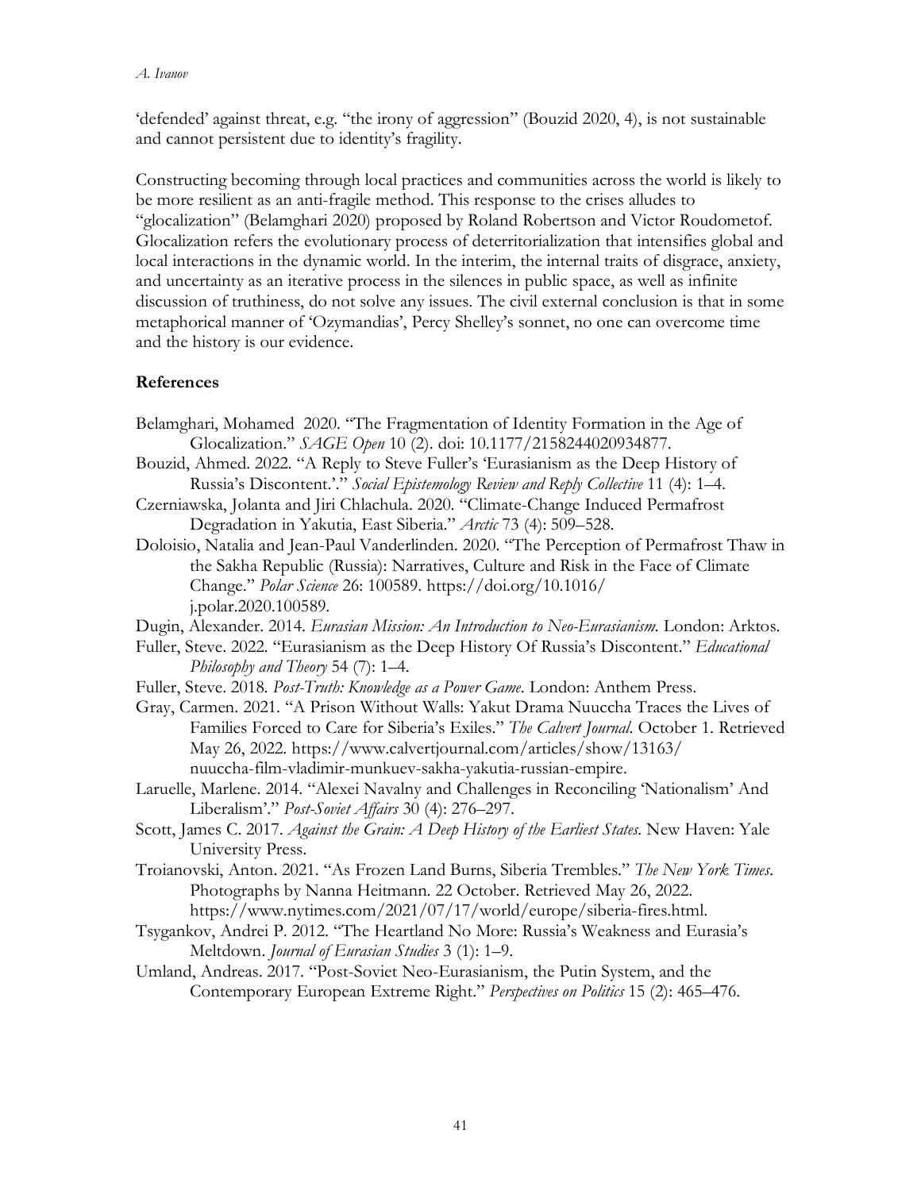'defended' against threat, e.g. "the irony of aggression" (Bouzid 2020, 4), is not sustainable and cannot persistent due to identity's fragility.

Constructing becoming through local practices and communities across the world is likely to be more resilient as an anti-fragile method. This response to the crises alludes to "glocalization" (Belamghari 2020) proposed by Roland Robertson and Victor Roudometof. Glocalization refers the evolutionary process of deterritorialization that intensifies global and local interactions in the dynamic world. In the interim, the internal traits of disgrace, anxiety, and uncertainty as an iterative process in the silences in public space, as well as infinite discussion of truthiness, do not solve any issues. The civil external conclusion is that in some metaphorical manner of 'Ozymandias', Percy Shelley's sonnet, no one can overcome time and the history is our evidence.

## References

Belamghari, Mohamed 2020. "The Fragmentation of Identity Formation in the Age of Glocalization." *SAGE Open* 10 (2). doi: 10.1177/2158244020934877.

Bouzid, Ahmed. 2022. "A Reply to Steve Fuller's 'Eurasianism as the Deep History of Russia's Discontent.'." *Social Epistemology Review and Reply Collective* 11 (4): 1–4.

Czerniawska, Jolanta and Jiri Chlachula. 2020. "Climate-Change Induced Permafrost Degradation in Yakutia, East Siberia." *Arctic* 73 (4): 509–528.

Doloisio, Natalia and Jean-Paul Vanderlinden. 2020. "The Perception of Permafrost Thaw in the Sakha Republic (Russia): Narratives, Culture and Risk in the Face of Climate Change." *Polar Science* 26: 100589. https://doi.org/10.1016/j.polar.2020.100589.

Dugin, Alexander. 2014. *Eurasian Mission: An Introduction to Neo-Eurasianism*. London: Arktos.

Fuller, Steve. 2022. "Eurasianism as the Deep History Of Russia's Discontent." *Educational Philosophy and Theory* 54 (7): 1–4.

Fuller, Steve. 2018. *Post-Truth: Knowledge as a Power Game*. London: Anthem Press.

Gray, Carmen. 2021. "A Prison Without Walls: Yakut Drama Nuuccha Traces the Lives of Families Forced to Care for Siberia's Exiles." *The Calvert Journal*. October 1. Retrieved May 26, 2022. https://www.calvertjournal.com/articles/show/13163/nuuccha-film-vladimir-munkuev-sakha-yakutia-russian-empire.

Laruelle, Marlene. 2014. "Alexei Navalny and Challenges in Reconciling 'Nationalism' And Liberalism'." *Post-Soviet Affairs* 30 (4): 276–297.

Scott, James C. 2017. *Against the Grain: A Deep History of the Earliest States*. New Haven: Yale University Press.

Troianovski, Anton. 2021. "As Frozen Land Burns, Siberia Trembles." *The New York Times*. Photographs by Nanna Heitmann. 22 October. Retrieved May 26, 2022. https://www.nytimes.com/2021/07/17/world/europe/siberia-fires.html.

Tsygankov, Andrei P. 2012. "The Heartland No More: Russia's Weakness and Eurasia's Meltdown. *Journal of Eurasian Studies* 3 (1): 1–9.

Umland, Andreas. 2017. "Post-Soviet Neo-Eurasianism, the Putin System, and the Contemporary European Extreme Right." *Perspectives on Politics* 15 (2): 465–476.